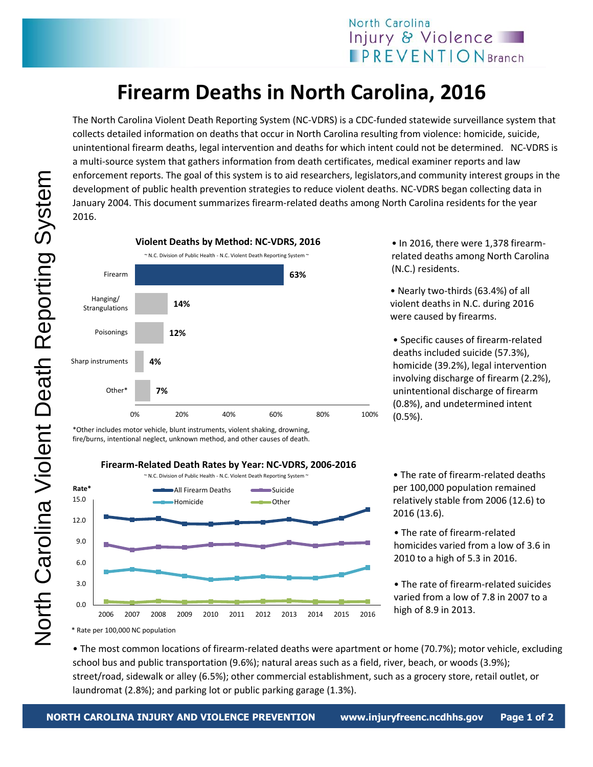# Firearm Deaths in North Carolina, 2016

The North Carolina Violent Death Reporting System (NC-VDRS) is a CDC-funded statewide surveillance system that collects detailed information on deaths that occur in North Carolina resulting from violence: homicide, suicide, unintentional firearm deaths, legal intervention and deaths for which intent could not be determined. NC-VDRS is a multi-source system that gathers information from death certificates, medical examiner reports and law enforcement reports. The goal of this system is to aid researchers, legislators,and community interest groups in the development of public health prevention strategies to reduce violent deaths. NC-VDRS began collecting data in January 2004. This document summarizes firearm-related deaths among North Carolina residents for the year 2016.

**Violent Deaths by Method: NC-VDRS, 2016**

~ N.C. Division of Public Health - N.C. Violent Death Reporting System ~

| Method | Percent |
|---|---|
| Firearm | 63% |
| Hanging/ Strangulations | 14% |
| Poisonings | 12% |
| Sharp instruments | 4% |
| Other* | 7% |

*Other includes motor vehicle, blunt instruments, violent shaking, drowning, fire/burns, intentional neglect, unknown method, and other causes of death.

- In 2016, there were 1,378 firearm-related deaths among North Carolina (N.C.) residents.
- Nearly two-thirds (63.4%) of all violent deaths in N.C. during 2016 were caused by firearms.
- Specific causes of firearm-related deaths included suicide (57.3%), homicide (39.2%), legal intervention involving discharge of firearm (2.2%), unintentional discharge of firearm (0.8%), and undetermined intent (0.5%).

**Firearm-Related Death Rates by Year: NC-VDRS, 2006-2016**

~ N.C. Division of Public Health - N.C. Violent Death Reporting System ~

Series: All Firearm Deaths, Suicide, Homicide, Other (Rate*, 2006–2016)

\* Rate per 100,000 NC population

- The rate of firearm-related deaths per 100,000 population remained relatively stable from 2006 (12.6) to 2016 (13.6).
- The rate of firearm-related homicides varied from a low of 3.6 in 2010 to a high of 5.3 in 2016.
- The rate of firearm-related suicides varied from a low of 7.8 in 2007 to a high of 8.9 in 2013.

- The most common locations of firearm-related deaths were apartment or home (70.7%); motor vehicle, excluding school bus and public transportation (9.6%); natural areas such as a field, river, beach, or woods (3.9%); street/road, sidewalk or alley (6.5%); other commercial establishment, such as a grocery store, retail outlet, or laundromat (2.8%); and parking lot or public parking garage (1.3%).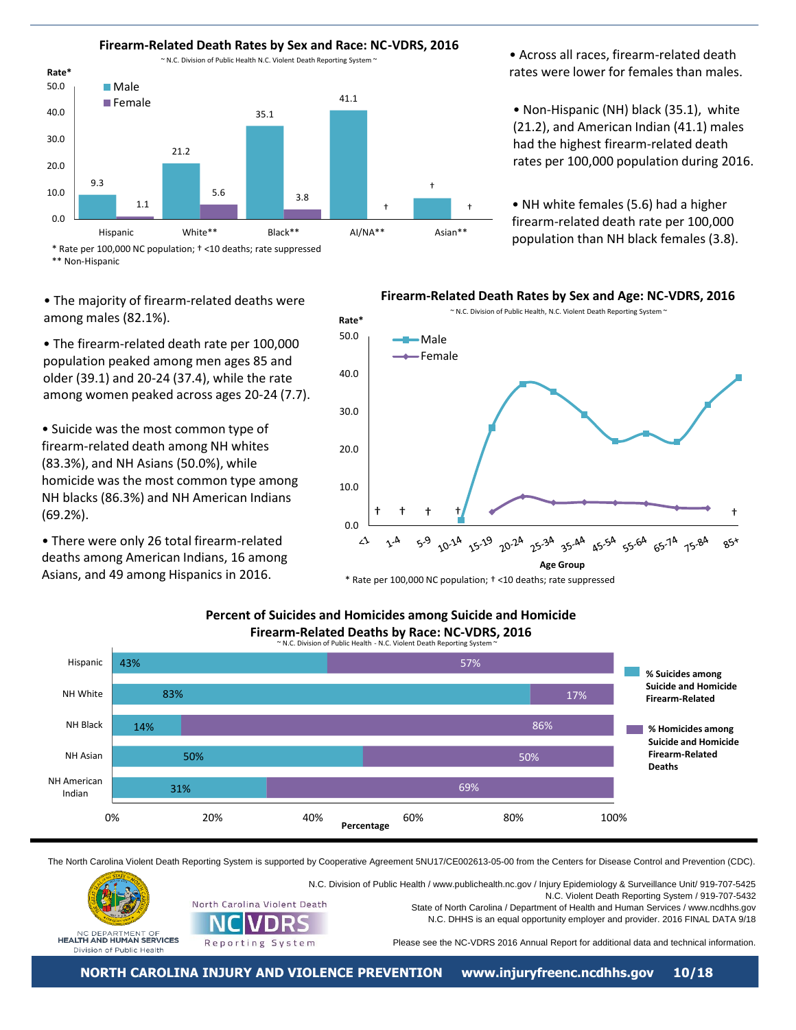**Firearm-Related Death Rates by Sex and Race: NC-VDRS, 2016**

~ N.C. Division of Public Health N.C. Violent Death Reporting System ~

Rate*

50.0
40.0
30.0
20.0
10.0
0.0

Male
Female

9.3
1.1
21.2
5.6
35.1
3.8
41.1
†
†
†

Hispanic
White**
Black**
AI/NA**
Asian**

\* Rate per 100,000 NC population; † <10 deaths; rate suppressed

\** Non-Hispanic

- Across all races, firearm-related death rates were lower for females than males.
- Non-Hispanic (NH) black (35.1), white (21.2), and American Indian (41.1) males had the highest firearm-related death rates per 100,000 population during 2016.
- NH white females (5.6) had a higher firearm-related death rate per 100,000 population than NH black females (3.8).

- The majority of firearm-related deaths were among males (82.1%).
- The firearm-related death rate per 100,000 population peaked among men ages 85 and older (39.1) and 20-24 (37.4), while the rate among women peaked across ages 20-24 (7.7).
- Suicide was the most common type of firearm-related death among NH whites (83.3%), and NH Asians (50.0%), while homicide was the most common type among NH blacks (86.3%) and NH American Indians (69.2%).
- There were only 26 total firearm-related deaths among American Indians, 16 among Asians, and 49 among Hispanics in 2016.

**Firearm-Related Death Rates by Sex and Age: NC-VDRS, 2016**

~ N.C. Division of Public Health, N.C. Violent Death Reporting System ~

Rate*

50.0
40.0
30.0
20.0
10.0
0.0

Male
Female

† † † † †

<1
1-4
5-9
10-14
15-19
20-24
25-34
35-44
45-54
55-64
65-74
75-84
85+

Age Group

\* Rate per 100,000 NC population; † <10 deaths; rate suppressed

**Percent of Suicides and Homicides among Suicide and Homicide Firearm-Related Deaths by Race: NC-VDRS, 2016**

~ N.C. Division of Public Health - N.C. Violent Death Reporting System ~

Hispanic: 43% 57%

NH White: 83% 17%

NH Black: 14% 86%

NH Asian: 50% 50%

NH American Indian: 31% 69%

0%
20%
40%
60%
80%
100%

Percentage

% Suicides among Suicide and Homicide Firearm-Related

% Homicides among Suicide and Homicide Firearm-Related Deaths

The North Carolina Violent Death Reporting System is supported by Cooperative Agreement 5NU17/CE002613-05-00 from the Centers for Disease Control and Prevention (CDC).

NC DEPARTMENT OF HEALTH AND HUMAN SERVICES
Division of Public Health

North Carolina Violent Death
NC VDRS
Reporting System

N.C. Division of Public Health / www.publichealth.nc.gov / Injury Epidemiology & Surveillance Unit/ 919-707-5425
N.C. Violent Death Reporting System / 919-707-5432
State of North Carolina / Department of Health and Human Services / www.ncdhhs.gov
N.C. DHHS is an equal opportunity employer and provider. 2016 FINAL DATA 9/18

Please see the NC-VDRS 2016 Annual Report for additional data and technical information.

**NORTH CAROLINA INJURY AND VIOLENCE PREVENTION www.injuryfreenc.ncdhhs.gov 10/18**